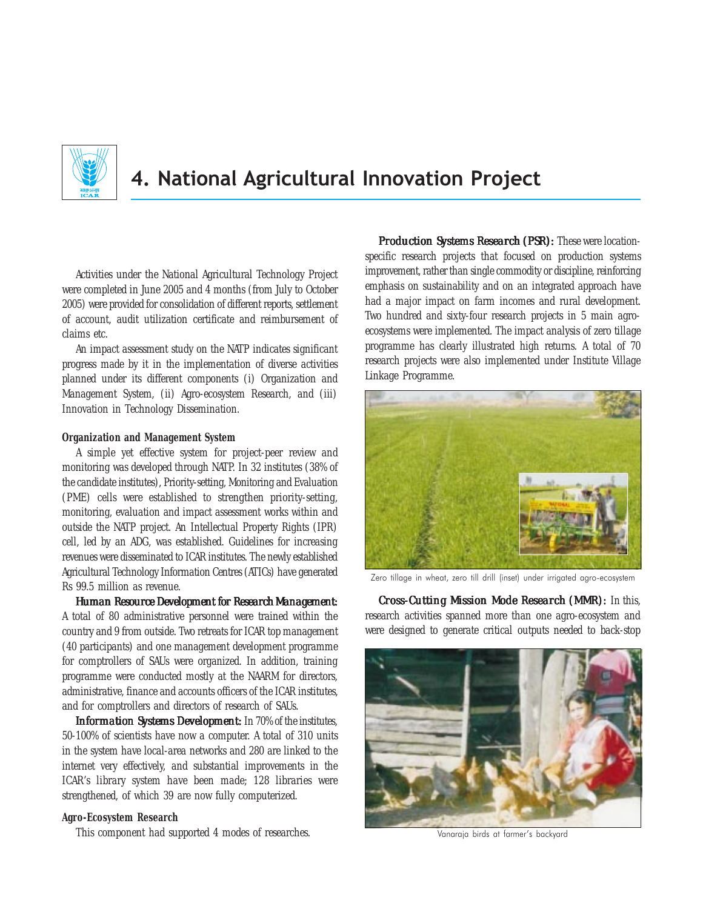# 4. National Agricultural Innovation Project

Activities under the National Agricultural Technology Project were completed in June 2005 and 4 months (from July to October 2005) were provided for consolidation of different reports, settlement of account, audit utilization certificate and reimbursement of claims etc.

An impact assessment study on the NATP indicates significant progress made by it in the implementation of diverse activities planned under its different components (i) Organization and Management System, (ii) Agro-ecosystem Research, and (iii) Innovation in Technology Dissemination.

### Organization and Management System

A simple yet effective system for project-peer review and monitoring was developed through NATP. In 32 institutes (38% of the candidate institutes), Priority-setting, Monitoring and Evaluation (PME) cells were established to strengthen priority-setting, monitoring, evaluation and impact assessment works within and outside the NATP project. An Intellectual Property Rights (IPR) cell, led by an ADG, was established. Guidelines for increasing revenues were disseminated to ICAR institutes. The newly established Agricultural Technology Information Centres (ATICs) have generated Rs 99.5 million as revenue.

***Human Resource Development for Research Management:*** A total of 80 administrative personnel were trained within the country and 9 from outside. Two retreats for ICAR top management (40 participants) and one management development programme for comptrollers of SAUs were organized. In addition, training programme were conducted mostly at the NAARM for directors, administrative, finance and accounts officers of the ICAR institutes, and for comptrollers and directors of research of SAUs.

***Information Systems Development:*** In 70% of the institutes, 50-100% of scientists have now a computer. A total of 310 units in the system have local-area networks and 280 are linked to the internet very effectively, and substantial improvements in the ICAR's library system have been made; 128 libraries were strengthened, of which 39 are now fully computerized.

### Agro-Ecosystem Research

This component had supported 4 modes of researches.

***Production Systems Research (PSR):*** These were location-specific research projects that focused on production systems improvement, rather than single commodity or discipline, reinforcing emphasis on sustainability and on an integrated approach have had a major impact on farm incomes and rural development. Two hundred and sixty-four research projects in 5 main agro-ecosystems were implemented. The impact analysis of zero tillage programme has clearly illustrated high returns. A total of 70 research projects were also implemented under Institute Village Linkage Programme.

Zero tillage in wheat, zero till drill (inset) under irrigated agro-ecosystem

***Cross-Cutting Mission Mode Research (MMR):*** In this, research activities spanned more than one agro-ecosystem and were designed to generate critical outputs needed to back-stop

Vanaraja birds at farmer's backyard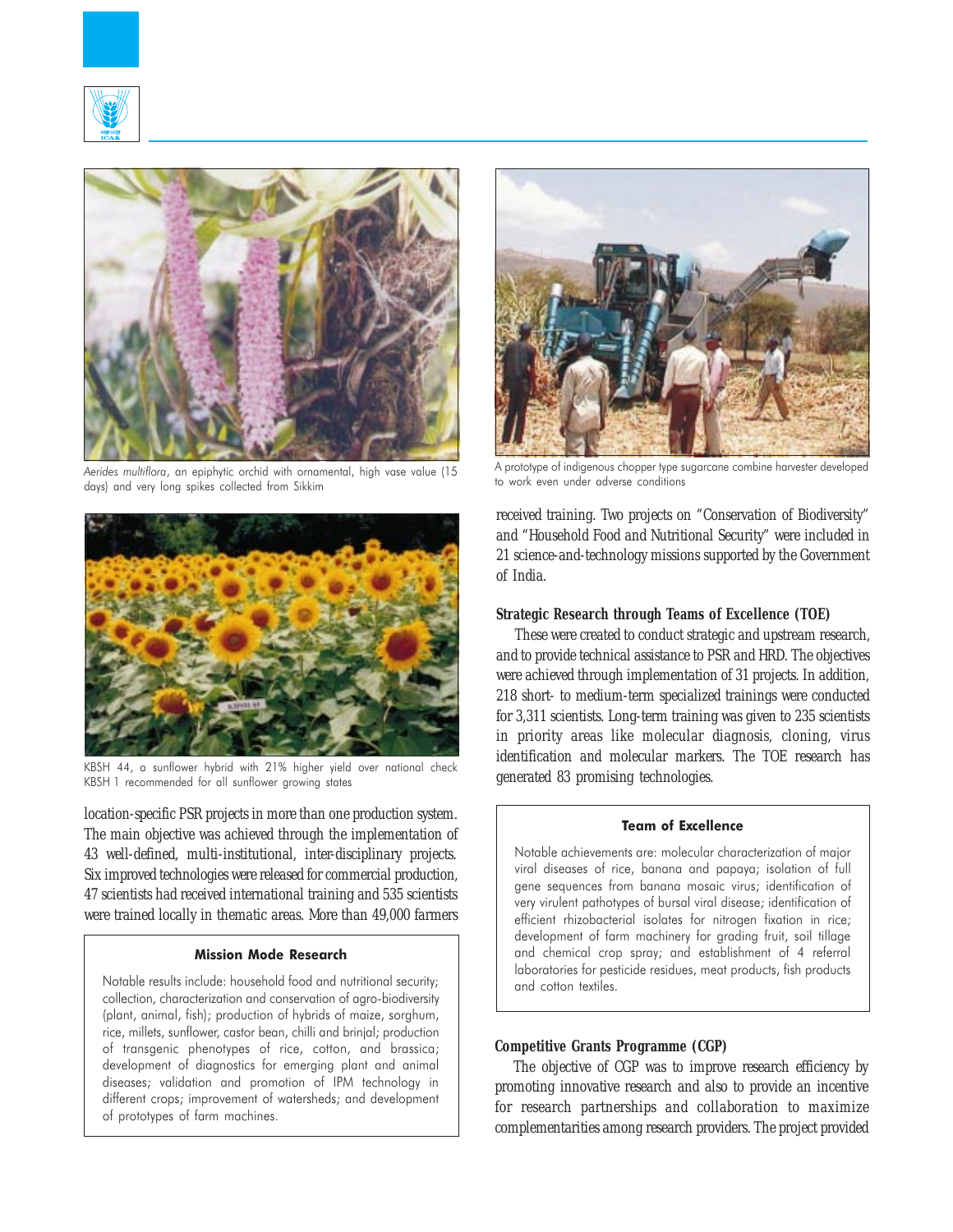*Aerides multiflora*, an epiphytic orchid with ornamental, high vase value (15 days) and very long spikes collected from Sikkim

KBSH 44, a sunflower hybrid with 21% higher yield over national check KBSH 1 recommended for all sunflower growing states

location-specific PSR projects in more than one production system. The main objective was achieved through the implementation of 43 well-defined, multi-institutional, inter-disciplinary projects. Six improved technologies were released for commercial production, 47 scientists had received international training and 535 scientists were trained locally in thematic areas. More than 49,000 farmers received training. Two projects on "Conservation of Biodiversity" and "Household Food and Nutritional Security" were included in 21 science-and-technology missions supported by the Government of India.

**Mission Mode Research**

Notable results include: household food and nutritional security; collection, characterization and conservation of agro-biodiversity (plant, animal, fish); production of hybrids of maize, sorghum, rice, millets, sunflower, castor bean, chilli and brinjal; production of transgenic phenotypes of rice, cotton, and brassica; development of diagnostics for emerging plant and animal diseases; validation and promotion of IPM technology in different crops; improvement of watersheds; and development of prototypes of farm machines.

A prototype of indigenous chopper type sugarcane combine harvester developed to work even under adverse conditions

### Strategic Research through Teams of Excellence (TOE)

These were created to conduct strategic and upstream research, and to provide technical assistance to PSR and HRD. The objectives were achieved through implementation of 31 projects. In addition, 218 short- to medium-term specialized trainings were conducted for 3,311 scientists. Long-term training was given to 235 scientists in priority areas like molecular diagnosis, cloning, virus identification and molecular markers. The TOE research has generated 83 promising technologies.

**Team of Excellence**

Notable achievements are: molecular characterization of major viral diseases of rice, banana and papaya; isolation of full gene sequences from banana mosaic virus; identification of very virulent pathotypes of bursal viral disease; identification of efficient rhizobacterial isolates for nitrogen fixation in rice; development of farm machinery for grading fruit, soil tillage and chemical crop spray; and establishment of 4 referral laboratories for pesticide residues, meat products, fish products and cotton textiles.

### Competitive Grants Programme (CGP)

The objective of CGP was to improve research efficiency by promoting innovative research and also to provide an incentive for research partnerships and collaboration to maximize complementarities among research providers. The project provided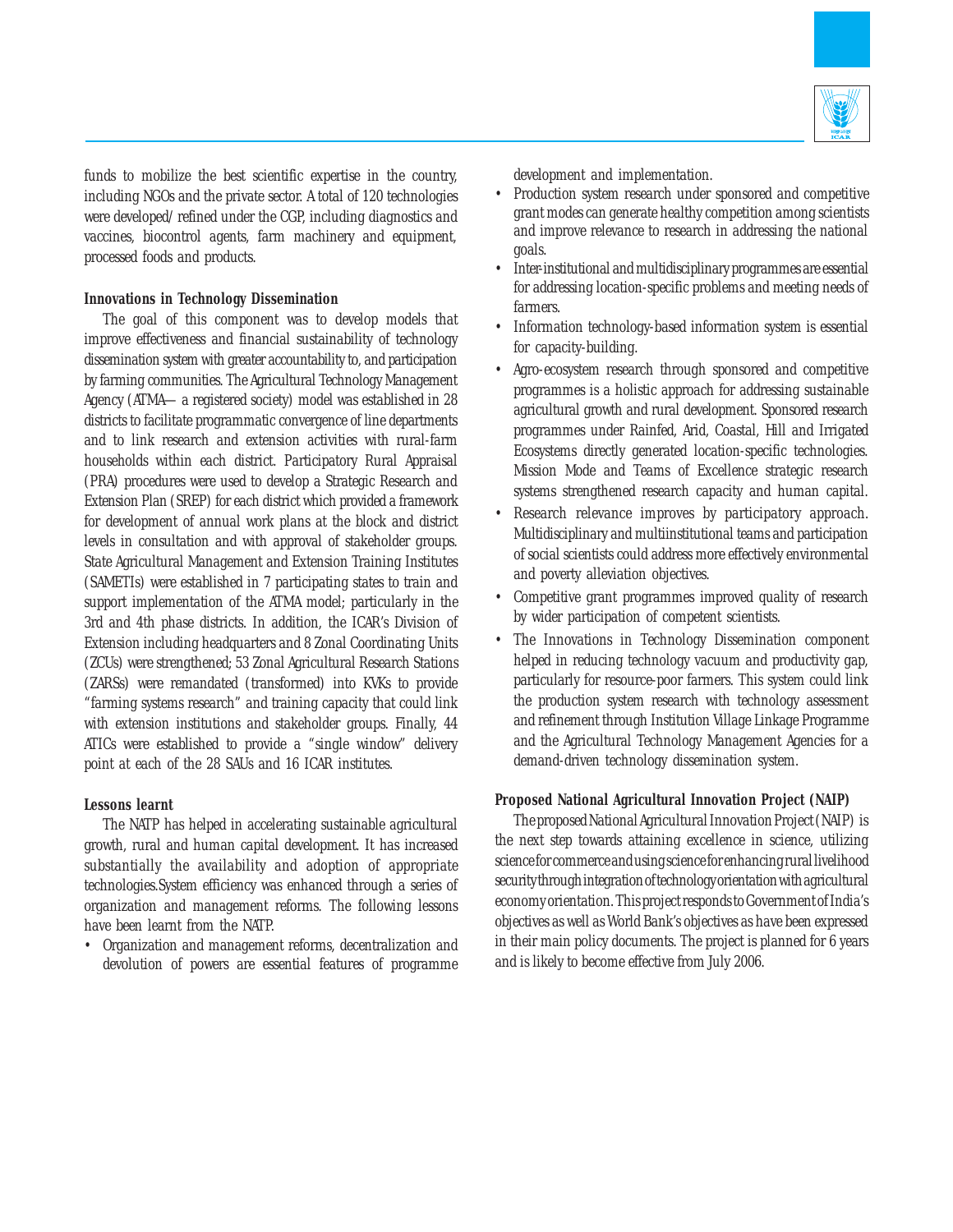funds to mobilize the best scientific expertise in the country, including NGOs and the private sector. A total of 120 technologies were developed/ refined under the CGP, including diagnostics and vaccines, biocontrol agents, farm machinery and equipment, processed foods and products.

### Innovations in Technology Dissemination

The goal of this component was to develop models that improve effectiveness and financial sustainability of technology dissemination system with greater accountability to, and participation by farming communities. The Agricultural Technology Management Agency (ATMA— a registered society) model was established in 28 districts to facilitate programmatic convergence of line departments and to link research and extension activities with rural-farm households within each district. Participatory Rural Appraisal (PRA) procedures were used to develop a Strategic Research and Extension Plan (SREP) for each district which provided a framework for development of annual work plans at the block and district levels in consultation and with approval of stakeholder groups. State Agricultural Management and Extension Training Institutes (SAMETIs) were established in 7 participating states to train and support implementation of the ATMA model; particularly in the 3rd and 4th phase districts. In addition, the ICAR's Division of Extension including headquarters and 8 Zonal Coordinating Units (ZCUs) were strengthened; 53 Zonal Agricultural Research Stations (ZARSs) were remandated (transformed) into KVKs to provide "farming systems research" and training capacity that could link with extension institutions and stakeholder groups. Finally, 44 ATICs were established to provide a "single window" delivery point at each of the 28 SAUs and 16 ICAR institutes.

### Lessons learnt

The NATP has helped in accelerating sustainable agricultural growth, rural and human capital development. It has increased substantially the availability and adoption of appropriate technologies.System efficiency was enhanced through a series of organization and management reforms. The following lessons have been learnt from the NATP.

- Organization and management reforms, decentralization and devolution of powers are essential features of programme development and implementation.
- Production system research under sponsored and competitive grant modes can generate healthy competition among scientists and improve relevance to research in addressing the national goals.
- Inter-institutional and multidisciplinary programmes are essential for addressing location-specific problems and meeting needs of farmers.
- Information technology-based information system is essential for capacity-building.
- Agro-ecosystem research through sponsored and competitive programmes is a holistic approach for addressing sustainable agricultural growth and rural development. Sponsored research programmes under Rainfed, Arid, Coastal, Hill and Irrigated Ecosystems directly generated location-specific technologies. Mission Mode and Teams of Excellence strategic research systems strengthened research capacity and human capital.
- Research relevance improves by participatory approach. Multidisciplinary and multiinstitutional teams and participation of social scientists could address more effectively environmental and poverty alleviation objectives.
- Competitive grant programmes improved quality of research by wider participation of competent scientists.
- The Innovations in Technology Dissemination component helped in reducing technology vacuum and productivity gap, particularly for resource-poor farmers. This system could link the production system research with technology assessment and refinement through Institution Village Linkage Programme and the Agricultural Technology Management Agencies for a demand-driven technology dissemination system.

### Proposed National Agricultural Innovation Project (NAIP)

The proposed National Agricultural Innovation Project (NAIP) is the next step towards attaining excellence in science, utilizing science for commerce and using science for enhancing rural livelihood security through integration of technology orientation with agricultural economy orientation. This project responds to Government of India's objectives as well as World Bank's objectives as have been expressed in their main policy documents. The project is planned for 6 years and is likely to become effective from July 2006.